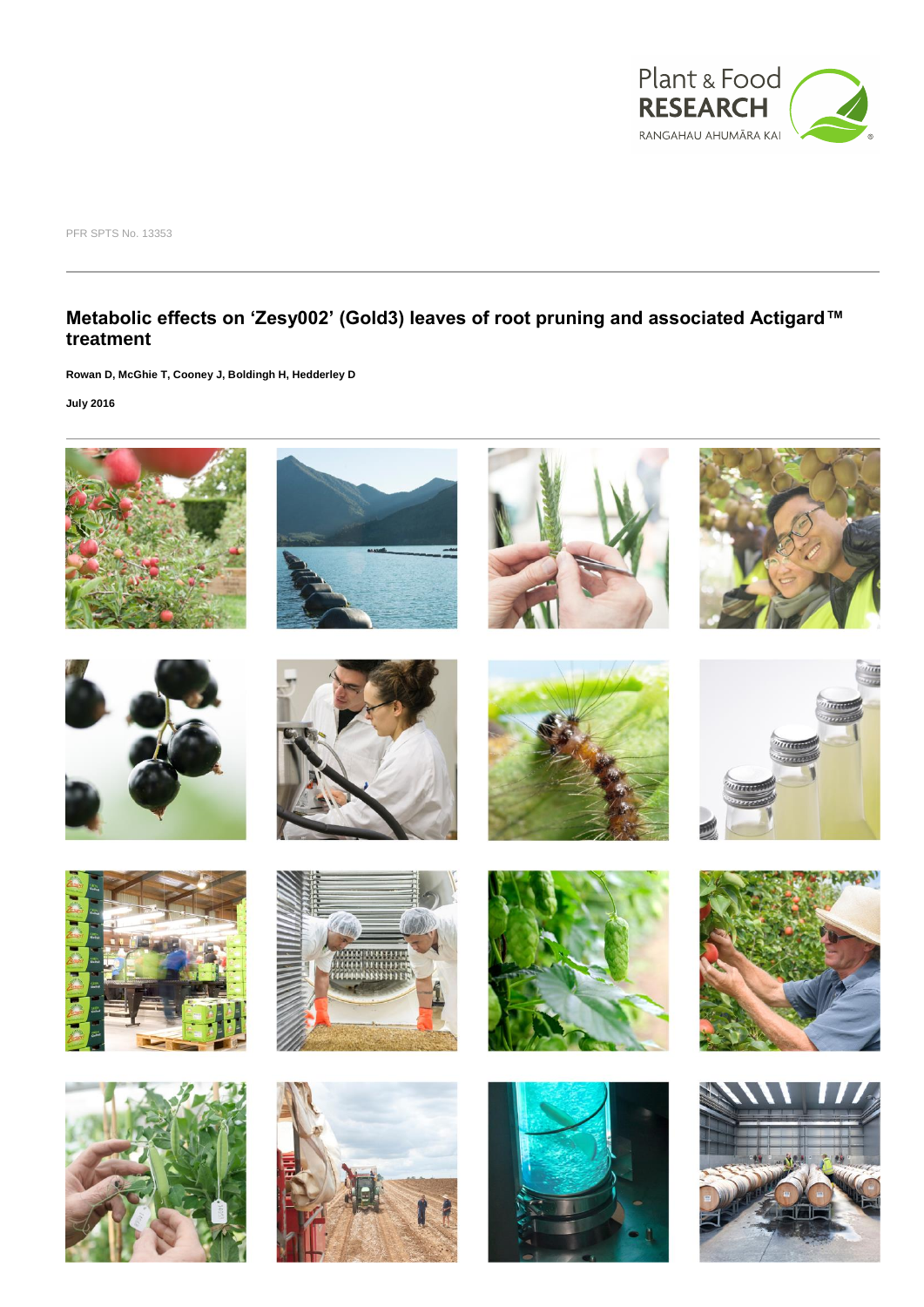PFR SPTS No. 13353

# Metabolic effects on ‘Zesy002’ (Gold3) leaves of root pruning and associated Actigard™ treatment

**Rowan D, McGhie T, Cooney J, Boldingh H, Hedderley D**

**July 2016**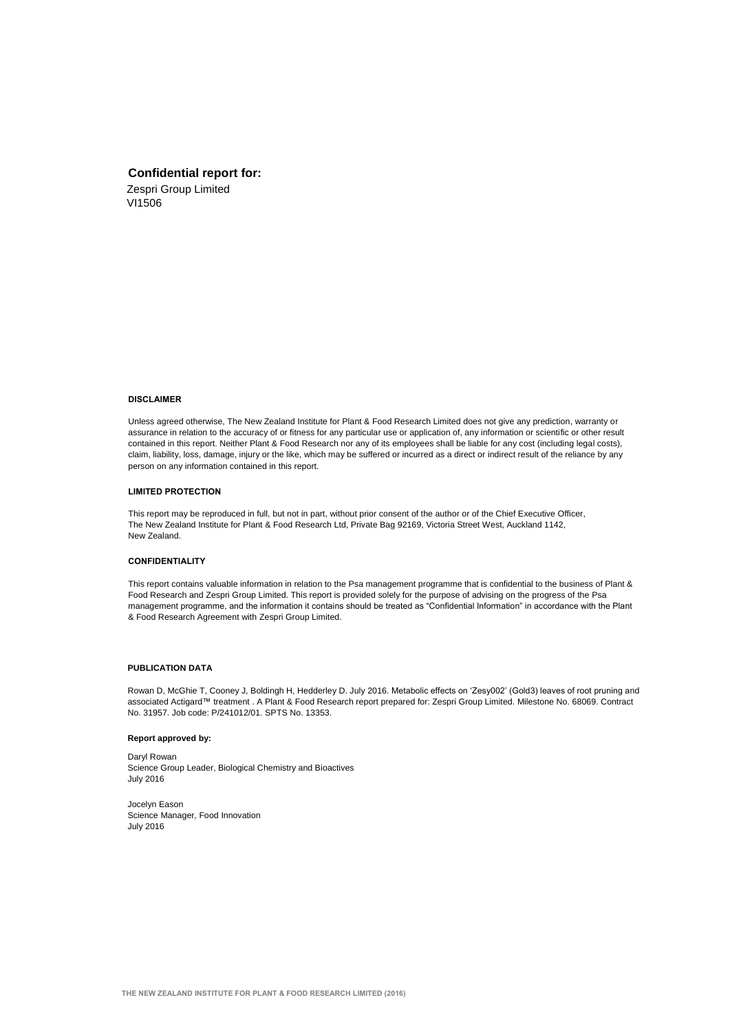**Confidential report for:**

Zespri Group Limited
VI1506

**DISCLAIMER**

Unless agreed otherwise, The New Zealand Institute for Plant & Food Research Limited does not give any prediction, warranty or assurance in relation to the accuracy of or fitness for any particular use or application of, any information or scientific or other result contained in this report. Neither Plant & Food Research nor any of its employees shall be liable for any cost (including legal costs), claim, liability, loss, damage, injury or the like, which may be suffered or incurred as a direct or indirect result of the reliance by any person on any information contained in this report.

**LIMITED PROTECTION**

This report may be reproduced in full, but not in part, without prior consent of the author or of the Chief Executive Officer, The New Zealand Institute for Plant & Food Research Ltd, Private Bag 92169, Victoria Street West, Auckland 1142, New Zealand.

**CONFIDENTIALITY**

This report contains valuable information in relation to the Psa management programme that is confidential to the business of Plant & Food Research and Zespri Group Limited. This report is provided solely for the purpose of advising on the progress of the Psa management programme, and the information it contains should be treated as "Confidential Information" in accordance with the Plant & Food Research Agreement with Zespri Group Limited.

**PUBLICATION DATA**

Rowan D, McGhie T, Cooney J, Boldingh H, Hedderley D. July 2016. Metabolic effects on 'Zesy002' (Gold3) leaves of root pruning and associated Actigard™ treatment . A Plant & Food Research report prepared for: Zespri Group Limited. Milestone No. 68069. Contract No. 31957. Job code: P/241012/01. SPTS No. 13353.

**Report approved by:**

Daryl Rowan
Science Group Leader, Biological Chemistry and Bioactives
July 2016

Jocelyn Eason
Science Manager, Food Innovation
July 2016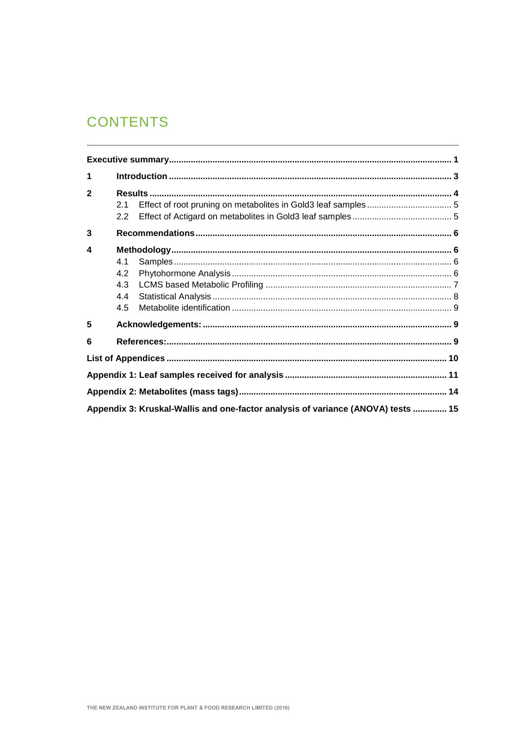# CONTENTS

| | | |
|---|---|---|
| **Executive summary** | | **1** |
| **1** | **Introduction** | **3** |
| **2** | **Results** | **4** |
| | 2.1 Effect of root pruning on metabolites in Gold3 leaf samples | 5 |
| | 2.2 Effect of Actigard on metabolites in Gold3 leaf samples | 5 |
| **3** | **Recommendations** | **6** |
| **4** | **Methodology** | **6** |
| | 4.1 Samples | 6 |
| | 4.2 Phytohormone Analysis | 6 |
| | 4.3 LCMS based Metabolic Profiling | 7 |
| | 4.4 Statistical Analysis | 8 |
| | 4.5 Metabolite identification | 9 |
| **5** | **Acknowledgements:** | **9** |
| **6** | **References:** | **9** |
| **List of Appendices** | | **10** |
| **Appendix 1: Leaf samples received for analysis** | | **11** |
| **Appendix 2: Metabolites (mass tags)** | | **14** |
| **Appendix 3: Kruskal-Wallis and one-factor analysis of variance (ANOVA) tests** | | **15** |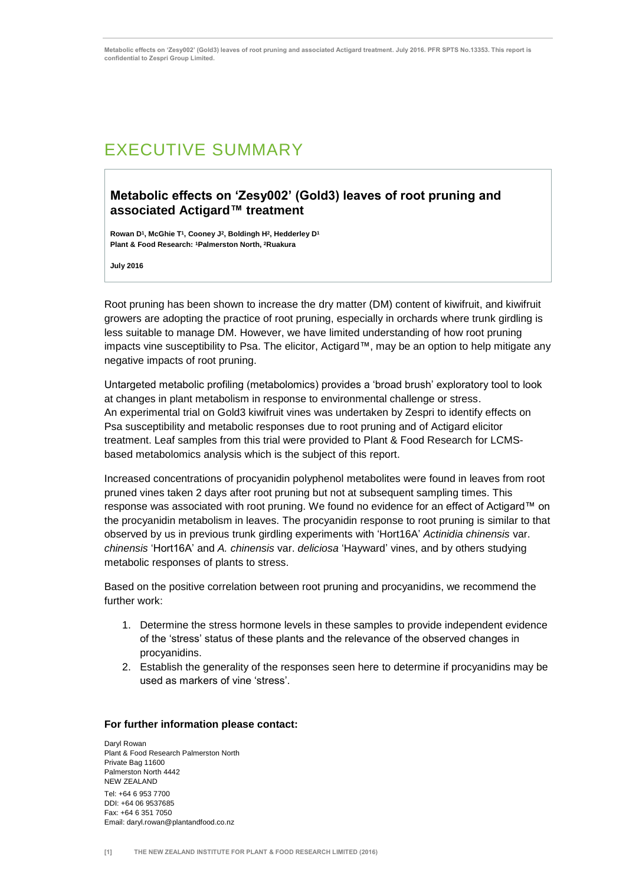# EXECUTIVE SUMMARY

## Metabolic effects on 'Zesy002' (Gold3) leaves of root pruning and associated Actigard™ treatment

**Rowan D[1], McGhie T[1], Cooney J[2], Boldingh H[2], Hedderley D[1]**
**Plant & Food Research: [1]Palmerston North, [2]Ruakura**

**July 2016**

Root pruning has been shown to increase the dry matter (DM) content of kiwifruit, and kiwifruit growers are adopting the practice of root pruning, especially in orchards where trunk girdling is less suitable to manage DM. However, we have limited understanding of how root pruning impacts vine susceptibility to Psa. The elicitor, Actigard™, may be an option to help mitigate any negative impacts of root pruning.

Untargeted metabolic profiling (metabolomics) provides a 'broad brush' exploratory tool to look at changes in plant metabolism in response to environmental challenge or stress. An experimental trial on Gold3 kiwifruit vines was undertaken by Zespri to identify effects on Psa susceptibility and metabolic responses due to root pruning and of Actigard elicitor treatment. Leaf samples from this trial were provided to Plant & Food Research for LCMS-based metabolomics analysis which is the subject of this report.

Increased concentrations of procyanidin polyphenol metabolites were found in leaves from root pruned vines taken 2 days after root pruning but not at subsequent sampling times. This response was associated with root pruning. We found no evidence for an effect of Actigard™ on the procyanidin metabolism in leaves. The procyanidin response to root pruning is similar to that observed by us in previous trunk girdling experiments with 'Hort16A' *Actinidia chinensis* var. *chinensis* 'Hort16A' and *A. chinensis* var. *deliciosa* 'Hayward' vines, and by others studying metabolic responses of plants to stress.

Based on the positive correlation between root pruning and procyanidins, we recommend the further work:

1. Determine the stress hormone levels in these samples to provide independent evidence of the 'stress' status of these plants and the relevance of the observed changes in procyanidins.
2. Establish the generality of the responses seen here to determine if procyanidins may be used as markers of vine 'stress'.

### For further information please contact:

Daryl Rowan
Plant & Food Research Palmerston North
Private Bag 11600
Palmerston North 4442
NEW ZEALAND

Tel: +64 6 953 7700
DDI: +64 06 9537685
Fax: +64 6 351 7050
Email: daryl.rowan@plantandfood.co.nz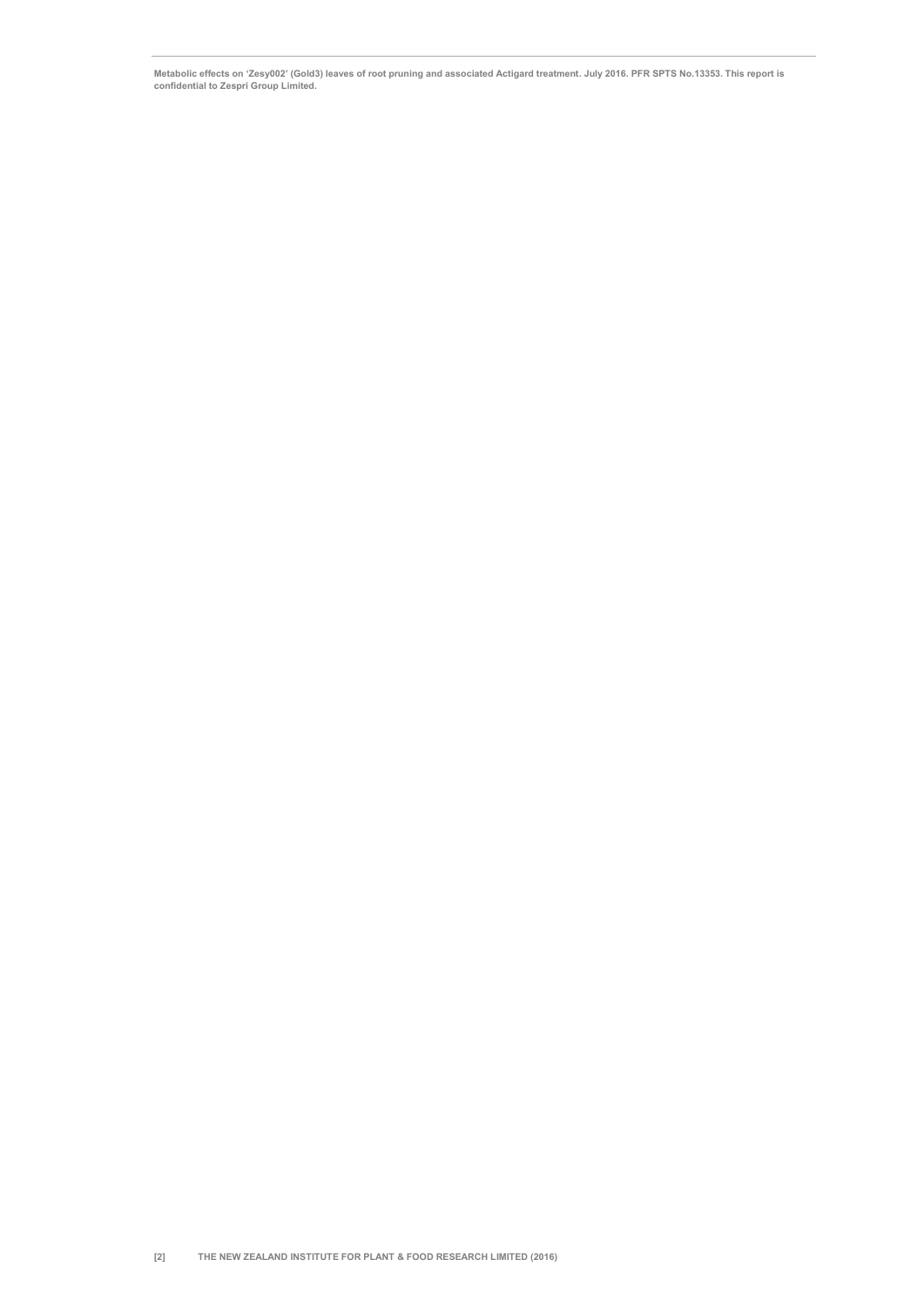Metabolic effects on 'Zesy002' (Gold3) leaves of root pruning and associated Actigard treatment. July 2016. PFR SPTS No.13353. This report is confidential to Zespri Group Limited.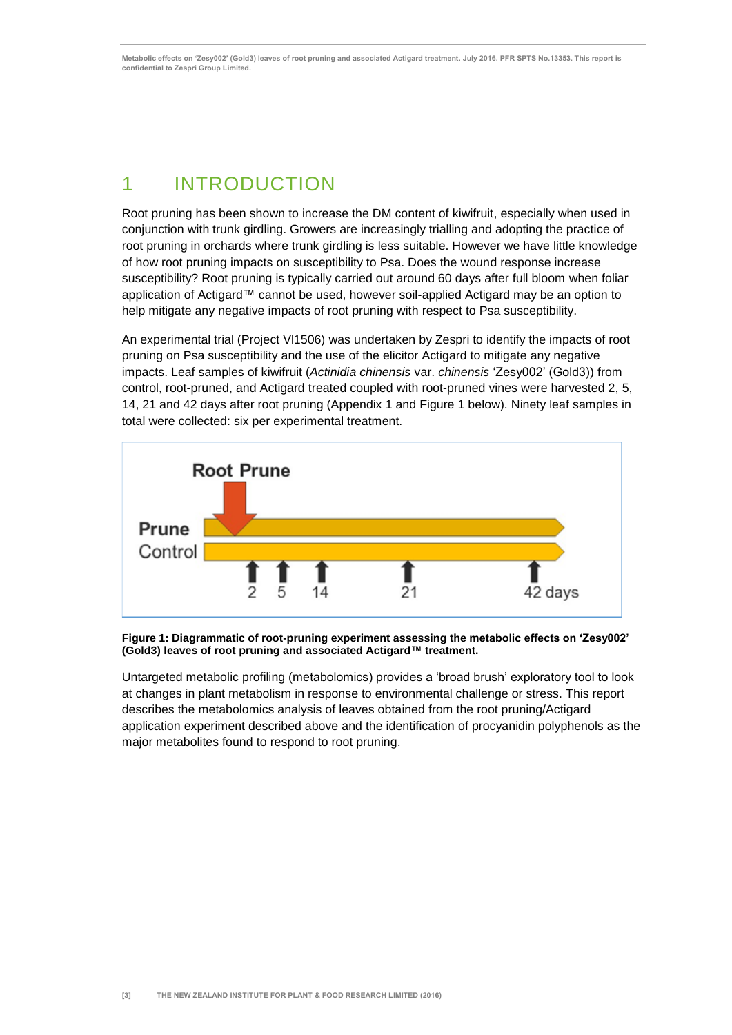# 1 INTRODUCTION

Root pruning has been shown to increase the DM content of kiwifruit, especially when used in conjunction with trunk girdling. Growers are increasingly trialling and adopting the practice of root pruning in orchards where trunk girdling is less suitable. However we have little knowledge of how root pruning impacts on susceptibility to Psa. Does the wound response increase susceptibility? Root pruning is typically carried out around 60 days after full bloom when foliar application of Actigard™ cannot be used, however soil-applied Actigard may be an option to help mitigate any negative impacts of root pruning with respect to Psa susceptibility.

An experimental trial (Project VI1506) was undertaken by Zespri to identify the impacts of root pruning on Psa susceptibility and the use of the elicitor Actigard to mitigate any negative impacts. Leaf samples of kiwifruit (*Actinidia chinensis* var. *chinensis* 'Zesy002' (Gold3)) from control, root-pruned, and Actigard treated coupled with root-pruned vines were harvested 2, 5, 14, 21 and 42 days after root pruning (Appendix 1 and Figure 1 below). Ninety leaf samples in total were collected: six per experimental treatment.

Root Prune

Prune

Control

2 5 14 21 42 days

**Figure 1: Diagrammatic of root-pruning experiment assessing the metabolic effects on 'Zesy002' (Gold3) leaves of root pruning and associated Actigard™ treatment.**

Untargeted metabolic profiling (metabolomics) provides a 'broad brush' exploratory tool to look at changes in plant metabolism in response to environmental challenge or stress. This report describes the metabolomics analysis of leaves obtained from the root pruning/Actigard application experiment described above and the identification of procyanidin polyphenols as the major metabolites found to respond to root pruning.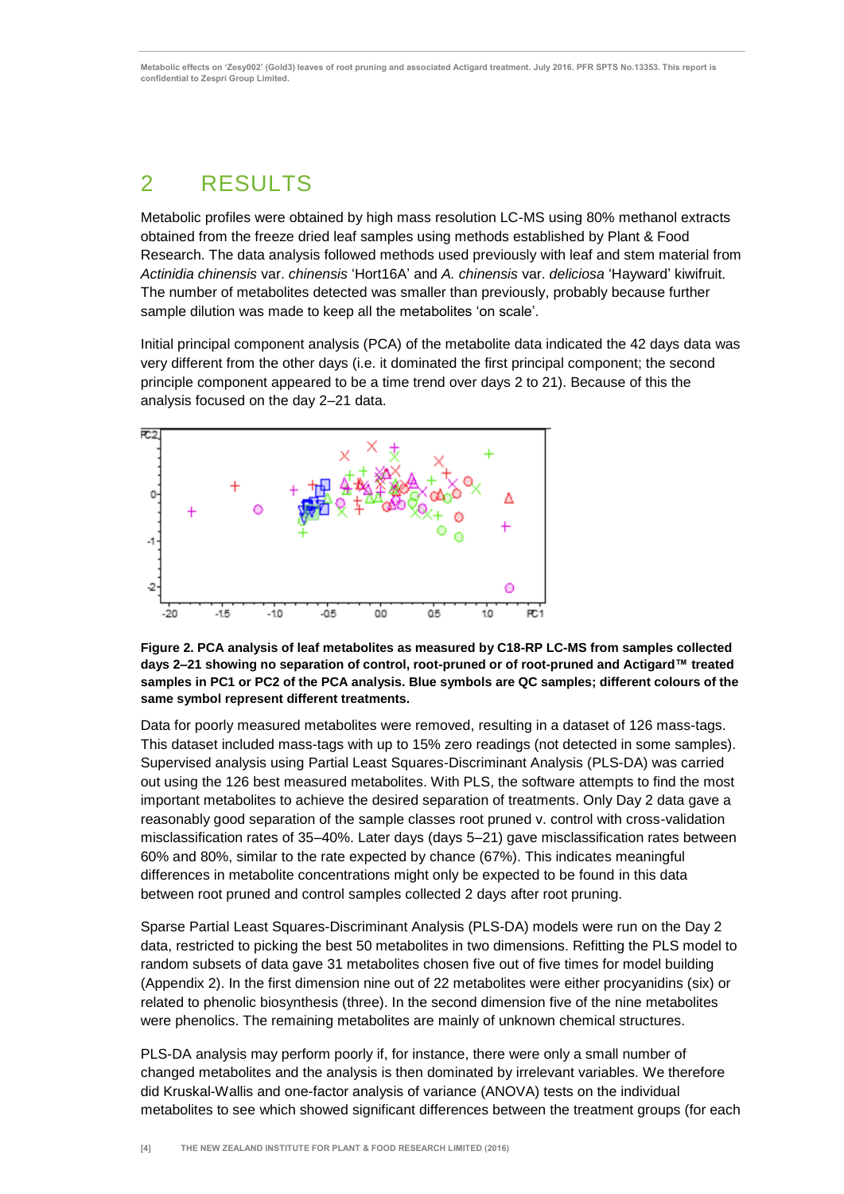# 2 RESULTS

Metabolic profiles were obtained by high mass resolution LC-MS using 80% methanol extracts obtained from the freeze dried leaf samples using methods established by Plant & Food Research. The data analysis followed methods used previously with leaf and stem material from *Actinidia chinensis* var. *chinensis* 'Hort16A' and *A. chinensis* var. *deliciosa* 'Hayward' kiwifruit. The number of metabolites detected was smaller than previously, probably because further sample dilution was made to keep all the metabolites 'on scale'.

Initial principal component analysis (PCA) of the metabolite data indicated the 42 days data was very different from the other days (i.e. it dominated the first principal component; the second principle component appeared to be a time trend over days 2 to 21). Because of this the analysis focused on the day 2–21 data.

**Figure 2. PCA analysis of leaf metabolites as measured by C18-RP LC-MS from samples collected days 2–21 showing no separation of control, root-pruned or of root-pruned and Actigard™ treated samples in PC1 or PC2 of the PCA analysis. Blue symbols are QC samples; different colours of the same symbol represent different treatments.**

Data for poorly measured metabolites were removed, resulting in a dataset of 126 mass-tags. This dataset included mass-tags with up to 15% zero readings (not detected in some samples). Supervised analysis using Partial Least Squares-Discriminant Analysis (PLS-DA) was carried out using the 126 best measured metabolites. With PLS, the software attempts to find the most important metabolites to achieve the desired separation of treatments. Only Day 2 data gave a reasonably good separation of the sample classes root pruned v. control with cross-validation misclassification rates of 35–40%. Later days (days 5–21) gave misclassification rates between 60% and 80%, similar to the rate expected by chance (67%). This indicates meaningful differences in metabolite concentrations might only be expected to be found in this data between root pruned and control samples collected 2 days after root pruning.

Sparse Partial Least Squares-Discriminant Analysis (PLS-DA) models were run on the Day 2 data, restricted to picking the best 50 metabolites in two dimensions. Refitting the PLS model to random subsets of data gave 31 metabolites chosen five out of five times for model building (Appendix 2). In the first dimension nine out of 22 metabolites were either procyanidins (six) or related to phenolic biosynthesis (three). In the second dimension five of the nine metabolites were phenolics. The remaining metabolites are mainly of unknown chemical structures.

PLS-DA analysis may perform poorly if, for instance, there were only a small number of changed metabolites and the analysis is then dominated by irrelevant variables. We therefore did Kruskal-Wallis and one-factor analysis of variance (ANOVA) tests on the individual metabolites to see which showed significant differences between the treatment groups (for each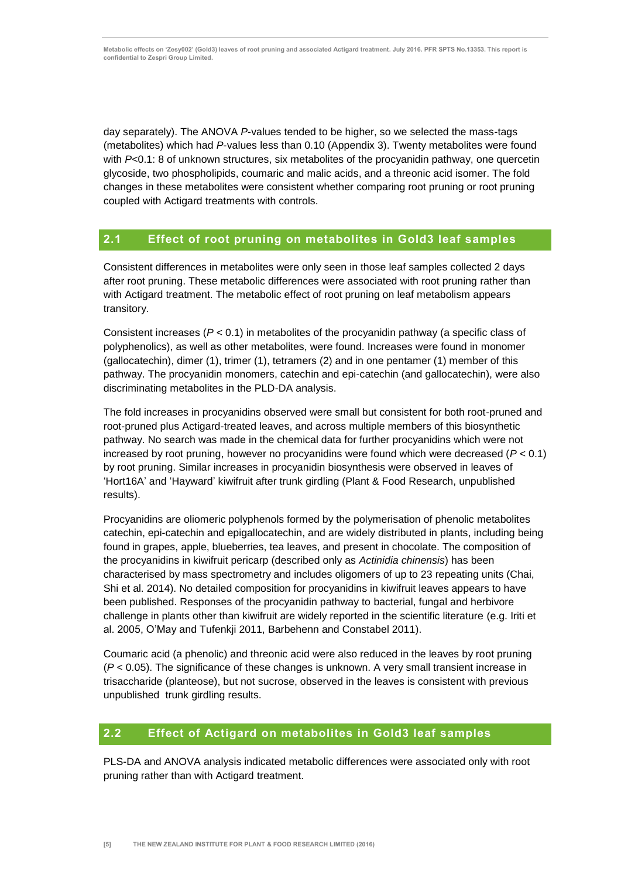day separately). The ANOVA *P*-values tended to be higher, so we selected the mass-tags (metabolites) which had *P*-values less than 0.10 (Appendix 3). Twenty metabolites were found with $P<0.1$: 8 of unknown structures, six metabolites of the procyanidin pathway, one quercetin glycoside, two phospholipids, coumaric and malic acids, and a threonic acid isomer. The fold changes in these metabolites were consistent whether comparing root pruning or root pruning coupled with Actigard treatments with controls.

## 2.1 Effect of root pruning on metabolites in Gold3 leaf samples

Consistent differences in metabolites were only seen in those leaf samples collected 2 days after root pruning. These metabolic differences were associated with root pruning rather than with Actigard treatment. The metabolic effect of root pruning on leaf metabolism appears transitory.

Consistent increases ($P < 0.1$) in metabolites of the procyanidin pathway (a specific class of polyphenolics), as well as other metabolites, were found. Increases were found in monomer (gallocatechin), dimer (1), trimer (1), tetramers (2) and in one pentamer (1) member of this pathway. The procyanidin monomers, catechin and epi-catechin (and gallocatechin), were also discriminating metabolites in the PLD-DA analysis.

The fold increases in procyanidins observed were small but consistent for both root-pruned and root-pruned plus Actigard-treated leaves, and across multiple members of this biosynthetic pathway. No search was made in the chemical data for further procyanidins which were not increased by root pruning, however no procyanidins were found which were decreased ($P < 0.1$) by root pruning. Similar increases in procyanidin biosynthesis were observed in leaves of 'Hort16A' and 'Hayward' kiwifruit after trunk girdling (Plant & Food Research, unpublished results).

Procyanidins are oliomeric polyphenols formed by the polymerisation of phenolic metabolites catechin, epi-catechin and epigallocatechin, and are widely distributed in plants, including being found in grapes, apple, blueberries, tea leaves, and present in chocolate. The composition of the procyanidins in kiwifruit pericarp (described only as *Actinidia chinensis*) has been characterised by mass spectrometry and includes oligomers of up to 23 repeating units (Chai, Shi et al. 2014). No detailed composition for procyanidins in kiwifruit leaves appears to have been published. Responses of the procyanidin pathway to bacterial, fungal and herbivore challenge in plants other than kiwifruit are widely reported in the scientific literature (e.g. Iriti et al. 2005, O'May and Tufenkji 2011, Barbehenn and Constabel 2011).

Coumaric acid (a phenolic) and threonic acid were also reduced in the leaves by root pruning ($P < 0.05$). The significance of these changes is unknown. A very small transient increase in trisaccharide (planteose), but not sucrose, observed in the leaves is consistent with previous unpublished trunk girdling results.

## 2.2 Effect of Actigard on metabolites in Gold3 leaf samples

PLS-DA and ANOVA analysis indicated metabolic differences were associated only with root pruning rather than with Actigard treatment.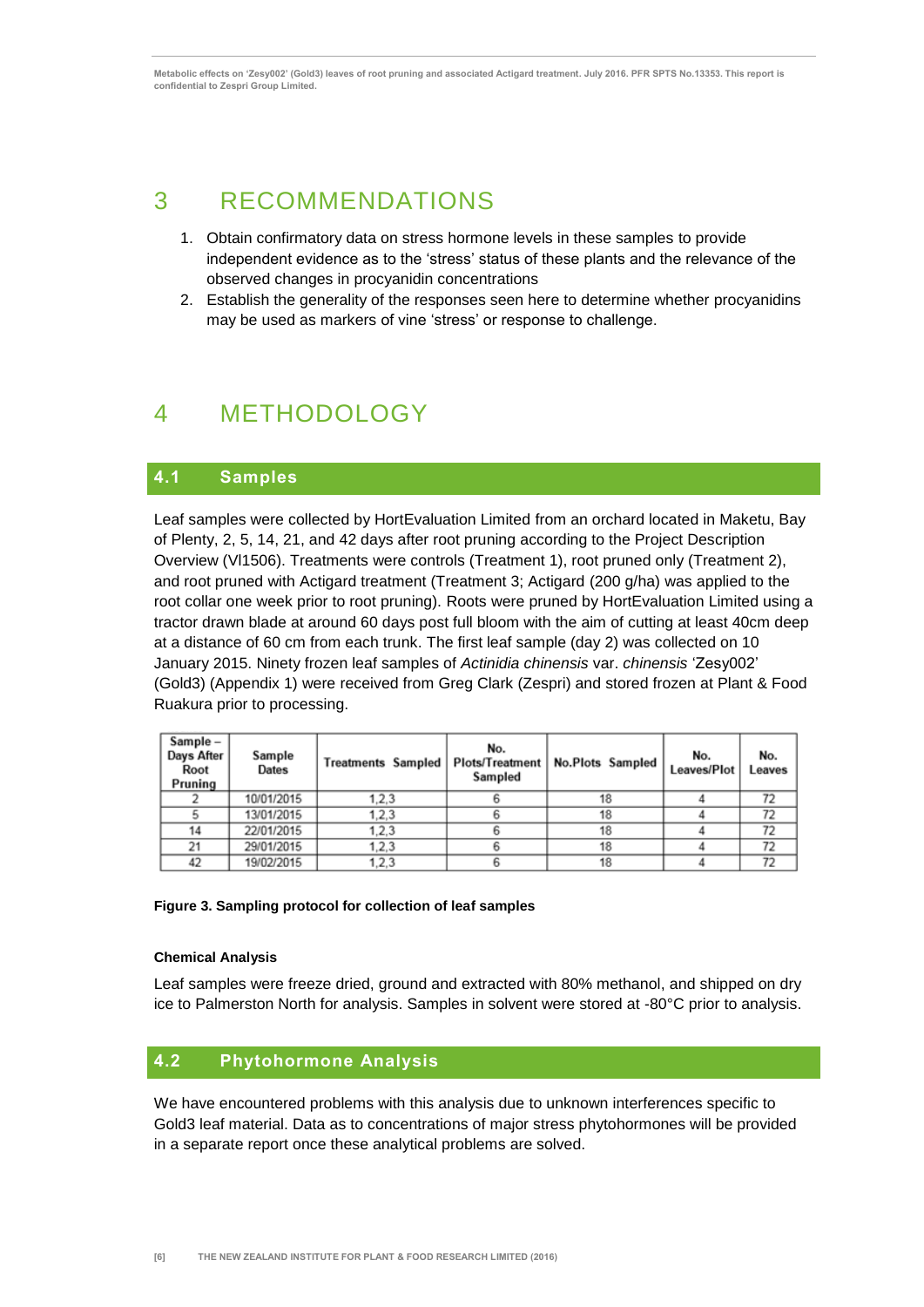# 3 RECOMMENDATIONS

1. Obtain confirmatory data on stress hormone levels in these samples to provide independent evidence as to the 'stress' status of these plants and the relevance of the observed changes in procyanidin concentrations
2. Establish the generality of the responses seen here to determine whether procyanidins may be used as markers of vine 'stress' or response to challenge.

# 4 METHODOLOGY

## 4.1 Samples

Leaf samples were collected by HortEvaluation Limited from an orchard located in Maketu, Bay of Plenty, 2, 5, 14, 21, and 42 days after root pruning according to the Project Description Overview (VI1506). Treatments were controls (Treatment 1), root pruned only (Treatment 2), and root pruned with Actigard treatment (Treatment 3; Actigard (200 g/ha) was applied to the root collar one week prior to root pruning). Roots were pruned by HortEvaluation Limited using a tractor drawn blade at around 60 days post full bloom with the aim of cutting at least 40cm deep at a distance of 60 cm from each trunk. The first leaf sample (day 2) was collected on 10 January 2015. Ninety frozen leaf samples of *Actinidia chinensis* var. *chinensis* 'Zesy002' (Gold3) (Appendix 1) were received from Greg Clark (Zespri) and stored frozen at Plant & Food Ruakura prior to processing.

| Sample – Days After Root Pruning | Sample Dates | Treatments Sampled | No. Plots/Treatment Sampled | No.Plots Sampled | No. Leaves/Plot | No. Leaves |
|---|---|---|---|---|---|---|
| 2 | 10/01/2015 | 1,2,3 | 6 | 18 | 4 | 72 |
| 5 | 13/01/2015 | 1,2,3 | 6 | 18 | 4 | 72 |
| 14 | 22/01/2015 | 1,2,3 | 6 | 18 | 4 | 72 |
| 21 | 29/01/2015 | 1,2,3 | 6 | 18 | 4 | 72 |
| 42 | 19/02/2015 | 1,2,3 | 6 | 18 | 4 | 72 |

**Figure 3. Sampling protocol for collection of leaf samples**

**Chemical Analysis**

Leaf samples were freeze dried, ground and extracted with 80% methanol, and shipped on dry ice to Palmerston North for analysis. Samples in solvent were stored at -80°C prior to analysis.

## 4.2 Phytohormone Analysis

We have encountered problems with this analysis due to unknown interferences specific to Gold3 leaf material. Data as to concentrations of major stress phytohormones will be provided in a separate report once these analytical problems are solved.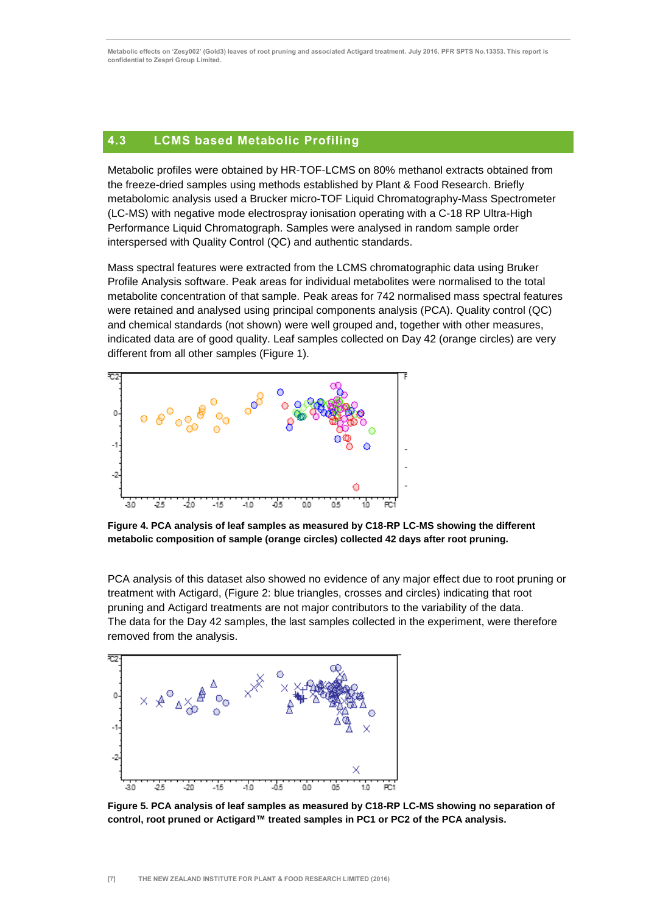## 4.3 LCMS based Metabolic Profiling

Metabolic profiles were obtained by HR-TOF-LCMS on 80% methanol extracts obtained from the freeze-dried samples using methods established by Plant & Food Research. Briefly metabolomic analysis used a Brucker micro-TOF Liquid Chromatography-Mass Spectrometer (LC-MS) with negative mode electrospray ionisation operating with a C-18 RP Ultra-High Performance Liquid Chromatograph. Samples were analysed in random sample order interspersed with Quality Control (QC) and authentic standards.

Mass spectral features were extracted from the LCMS chromatographic data using Bruker Profile Analysis software. Peak areas for individual metabolites were normalised to the total metabolite concentration of that sample. Peak areas for 742 normalised mass spectral features were retained and analysed using principal components analysis (PCA). Quality control (QC) and chemical standards (not shown) were well grouped and, together with other measures, indicated data are of good quality. Leaf samples collected on Day 42 (orange circles) are very different from all other samples (Figure 1).

**Figure 4. PCA analysis of leaf samples as measured by C18-RP LC-MS showing the different metabolic composition of sample (orange circles) collected 42 days after root pruning.**

PCA analysis of this dataset also showed no evidence of any major effect due to root pruning or treatment with Actigard, (Figure 2: blue triangles, crosses and circles) indicating that root pruning and Actigard treatments are not major contributors to the variability of the data. The data for the Day 42 samples, the last samples collected in the experiment, were therefore removed from the analysis.

**Figure 5. PCA analysis of leaf samples as measured by C18-RP LC-MS showing no separation of control, root pruned or Actigard™ treated samples in PC1 or PC2 of the PCA analysis.**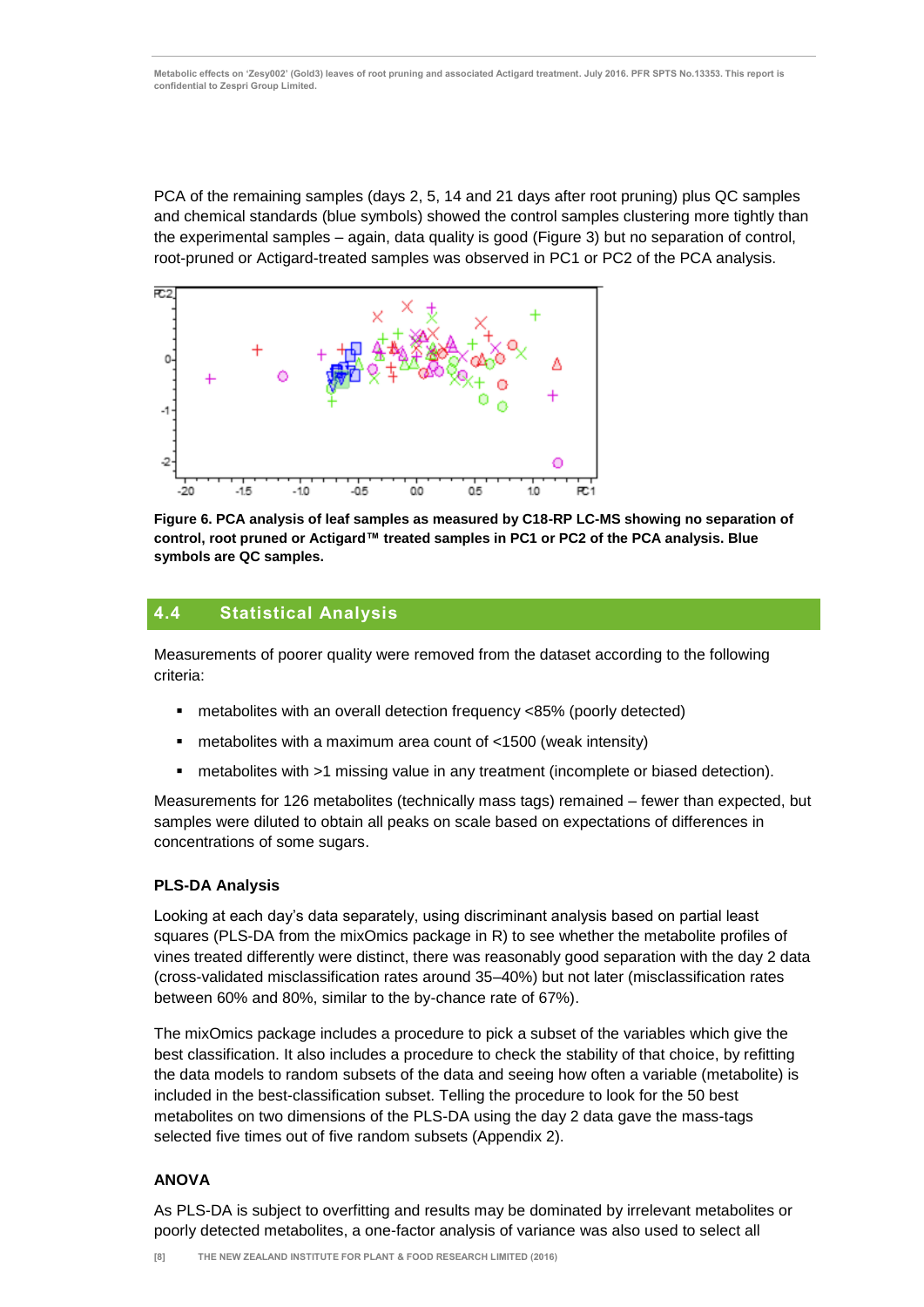PCA of the remaining samples (days 2, 5, 14 and 21 days after root pruning) plus QC samples and chemical standards (blue symbols) showed the control samples clustering more tightly than the experimental samples – again, data quality is good (Figure 3) but no separation of control, root-pruned or Actigard-treated samples was observed in PC1 or PC2 of the PCA analysis.

**Figure 6. PCA analysis of leaf samples as measured by C18-RP LC-MS showing no separation of control, root pruned or Actigard™ treated samples in PC1 or PC2 of the PCA analysis. Blue symbols are QC samples.**

## 4.4 Statistical Analysis

Measurements of poorer quality were removed from the dataset according to the following criteria:

- metabolites with an overall detection frequency <85% (poorly detected)
- metabolites with a maximum area count of <1500 (weak intensity)
- metabolites with >1 missing value in any treatment (incomplete or biased detection).

Measurements for 126 metabolites (technically mass tags) remained – fewer than expected, but samples were diluted to obtain all peaks on scale based on expectations of differences in concentrations of some sugars.

### PLS-DA Analysis

Looking at each day's data separately, using discriminant analysis based on partial least squares (PLS-DA from the mixOmics package in R) to see whether the metabolite profiles of vines treated differently were distinct, there was reasonably good separation with the day 2 data (cross-validated misclassification rates around 35–40%) but not later (misclassification rates between 60% and 80%, similar to the by-chance rate of 67%).

The mixOmics package includes a procedure to pick a subset of the variables which give the best classification. It also includes a procedure to check the stability of that choice, by refitting the data models to random subsets of the data and seeing how often a variable (metabolite) is included in the best-classification subset. Telling the procedure to look for the 50 best metabolites on two dimensions of the PLS-DA using the day 2 data gave the mass-tags selected five times out of five random subsets (Appendix 2).

### ANOVA

As PLS-DA is subject to overfitting and results may be dominated by irrelevant metabolites or poorly detected metabolites, a one-factor analysis of variance was also used to select all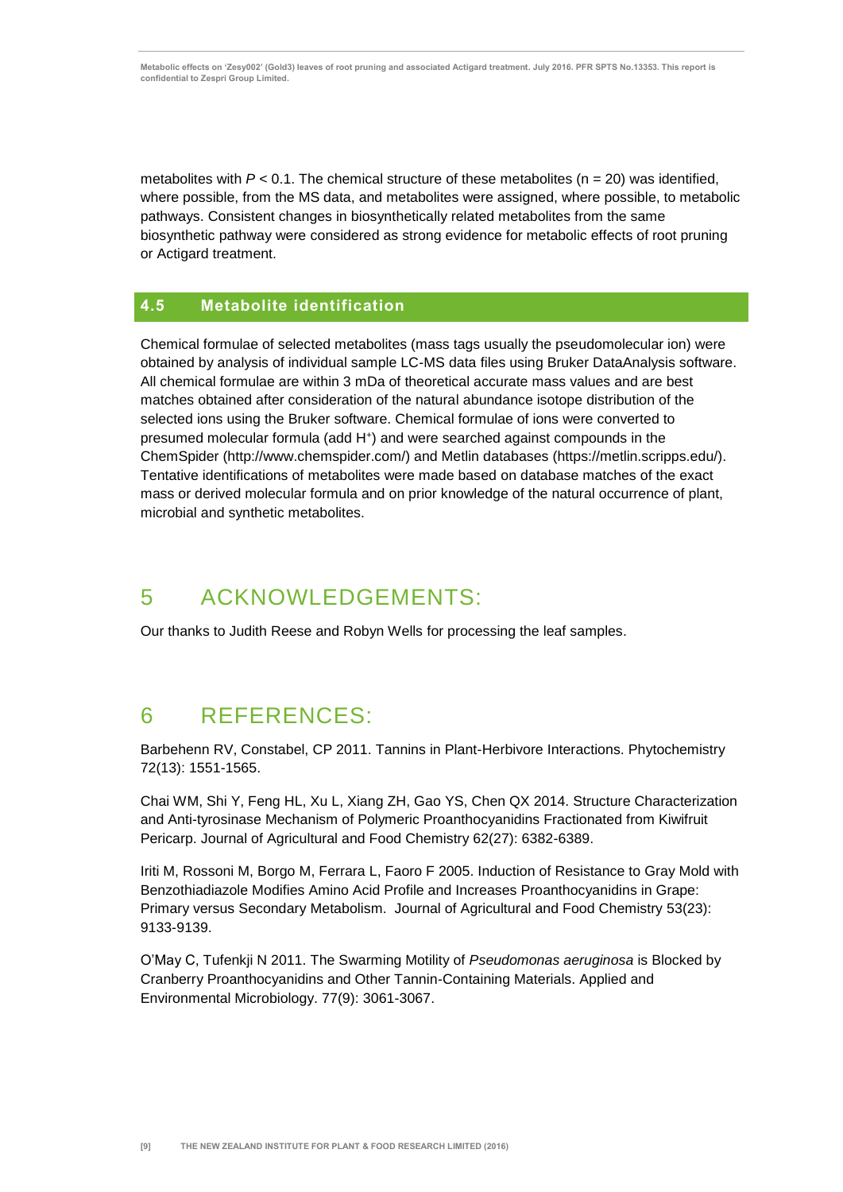metabolites with $P < 0.1$. The chemical structure of these metabolites (n = 20) was identified, where possible, from the MS data, and metabolites were assigned, where possible, to metabolic pathways. Consistent changes in biosynthetically related metabolites from the same biosynthetic pathway were considered as strong evidence for metabolic effects of root pruning or Actigard treatment.

### 4.5 Metabolite identification

Chemical formulae of selected metabolites (mass tags usually the pseudomolecular ion) were obtained by analysis of individual sample LC-MS data files using Bruker DataAnalysis software. All chemical formulae are within 3 mDa of theoretical accurate mass values and are best matches obtained after consideration of the natural abundance isotope distribution of the selected ions using the Bruker software. Chemical formulae of ions were converted to presumed molecular formula (add $H^+$) and were searched against compounds in the ChemSpider (http://www.chemspider.com/) and Metlin databases (https://metlin.scripps.edu/). Tentative identifications of metabolites were made based on database matches of the exact mass or derived molecular formula and on prior knowledge of the natural occurrence of plant, microbial and synthetic metabolites.

# 5 ACKNOWLEDGEMENTS:

Our thanks to Judith Reese and Robyn Wells for processing the leaf samples.

# 6 REFERENCES:

Barbehenn RV, Constabel, CP 2011. Tannins in Plant-Herbivore Interactions. Phytochemistry 72(13): 1551-1565.

Chai WM, Shi Y, Feng HL, Xu L, Xiang ZH, Gao YS, Chen QX 2014. Structure Characterization and Anti-tyrosinase Mechanism of Polymeric Proanthocyanidins Fractionated from Kiwifruit Pericarp. Journal of Agricultural and Food Chemistry 62(27): 6382-6389.

Iriti M, Rossoni M, Borgo M, Ferrara L, Faoro F 2005. Induction of Resistance to Gray Mold with Benzothiadiazole Modifies Amino Acid Profile and Increases Proanthocyanidins in Grape: Primary versus Secondary Metabolism. Journal of Agricultural and Food Chemistry 53(23): 9133-9139.

O'May C, Tufenkji N 2011. The Swarming Motility of *Pseudomonas aeruginosa* is Blocked by Cranberry Proanthocyanidins and Other Tannin-Containing Materials. Applied and Environmental Microbiology. 77(9): 3061-3067.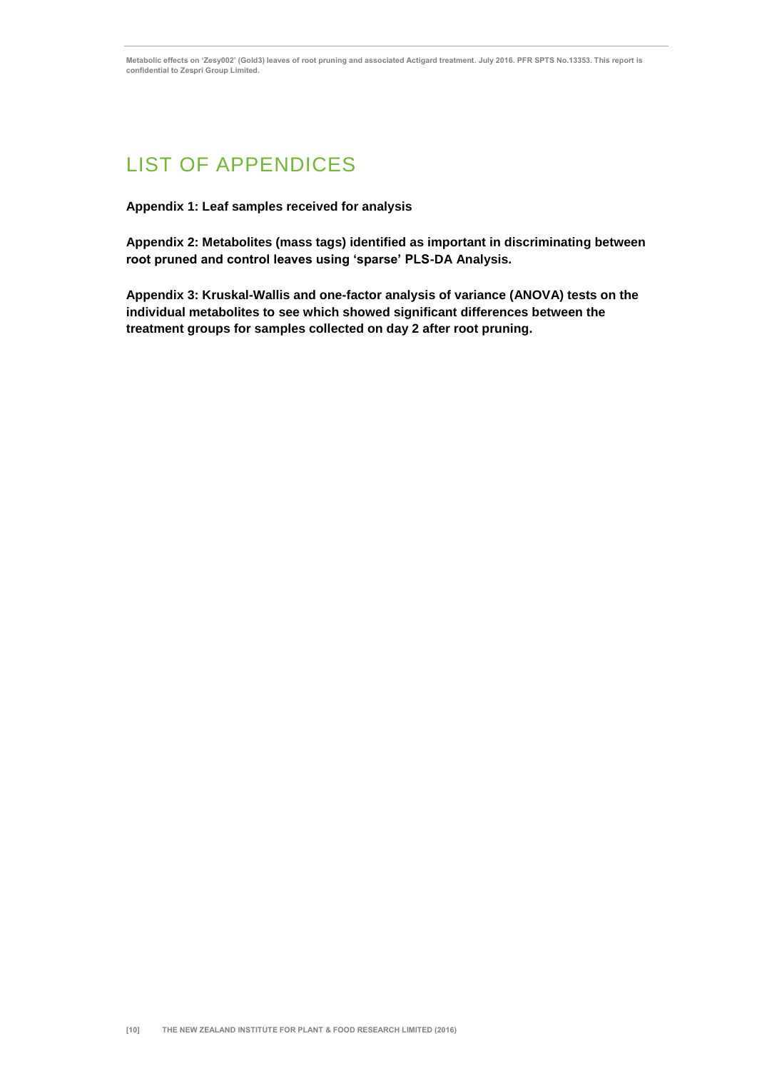# LIST OF APPENDICES

**Appendix 1: Leaf samples received for analysis**

**Appendix 2: Metabolites (mass tags) identified as important in discriminating between root pruned and control leaves using 'sparse' PLS-DA Analysis.**

**Appendix 3: Kruskal-Wallis and one-factor analysis of variance (ANOVA) tests on the individual metabolites to see which showed significant differences between the treatment groups for samples collected on day 2 after root pruning.**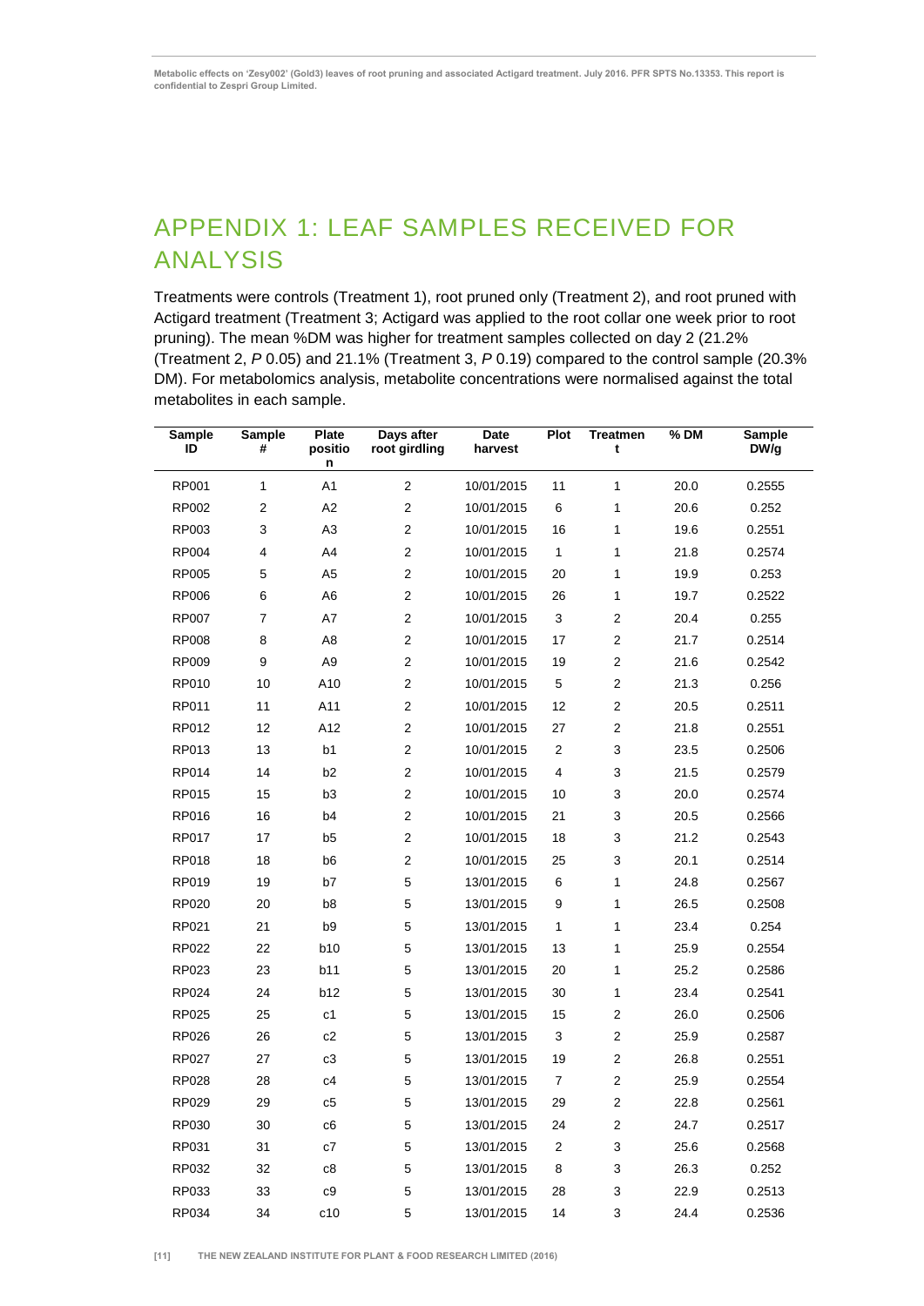## APPENDIX 1: LEAF SAMPLES RECEIVED FOR ANALYSIS

Treatments were controls (Treatment 1), root pruned only (Treatment 2), and root pruned with Actigard treatment (Treatment 3; Actigard was applied to the root collar one week prior to root pruning). The mean %DM was higher for treatment samples collected on day 2 (21.2% (Treatment 2, *P* 0.05) and 21.1% (Treatment 3, *P* 0.19) compared to the control sample (20.3% DM). For metabolomics analysis, metabolite concentrations were normalised against the total metabolites in each sample.

| Sample ID | Sample # | Plate position | Days after root girdling | Date harvest | Plot | Treatment | % DM | Sample DW/g |
|---|---|---|---|---|---|---|---|---|
| RP001 | 1 | A1 | 2 | 10/01/2015 | 11 | 1 | 20.0 | 0.2555 |
| RP002 | 2 | A2 | 2 | 10/01/2015 | 6 | 1 | 20.6 | 0.252 |
| RP003 | 3 | A3 | 2 | 10/01/2015 | 16 | 1 | 19.6 | 0.2551 |
| RP004 | 4 | A4 | 2 | 10/01/2015 | 1 | 1 | 21.8 | 0.2574 |
| RP005 | 5 | A5 | 2 | 10/01/2015 | 20 | 1 | 19.9 | 0.253 |
| RP006 | 6 | A6 | 2 | 10/01/2015 | 26 | 1 | 19.7 | 0.2522 |
| RP007 | 7 | A7 | 2 | 10/01/2015 | 3 | 2 | 20.4 | 0.255 |
| RP008 | 8 | A8 | 2 | 10/01/2015 | 17 | 2 | 21.7 | 0.2514 |
| RP009 | 9 | A9 | 2 | 10/01/2015 | 19 | 2 | 21.6 | 0.2542 |
| RP010 | 10 | A10 | 2 | 10/01/2015 | 5 | 2 | 21.3 | 0.256 |
| RP011 | 11 | A11 | 2 | 10/01/2015 | 12 | 2 | 20.5 | 0.2511 |
| RP012 | 12 | A12 | 2 | 10/01/2015 | 27 | 2 | 21.8 | 0.2551 |
| RP013 | 13 | b1 | 2 | 10/01/2015 | 2 | 3 | 23.5 | 0.2506 |
| RP014 | 14 | b2 | 2 | 10/01/2015 | 4 | 3 | 21.5 | 0.2579 |
| RP015 | 15 | b3 | 2 | 10/01/2015 | 10 | 3 | 20.0 | 0.2574 |
| RP016 | 16 | b4 | 2 | 10/01/2015 | 21 | 3 | 20.5 | 0.2566 |
| RP017 | 17 | b5 | 2 | 10/01/2015 | 18 | 3 | 21.2 | 0.2543 |
| RP018 | 18 | b6 | 2 | 10/01/2015 | 25 | 3 | 20.1 | 0.2514 |
| RP019 | 19 | b7 | 5 | 13/01/2015 | 6 | 1 | 24.8 | 0.2567 |
| RP020 | 20 | b8 | 5 | 13/01/2015 | 9 | 1 | 26.5 | 0.2508 |
| RP021 | 21 | b9 | 5 | 13/01/2015 | 1 | 1 | 23.4 | 0.254 |
| RP022 | 22 | b10 | 5 | 13/01/2015 | 13 | 1 | 25.9 | 0.2554 |
| RP023 | 23 | b11 | 5 | 13/01/2015 | 20 | 1 | 25.2 | 0.2586 |
| RP024 | 24 | b12 | 5 | 13/01/2015 | 30 | 1 | 23.4 | 0.2541 |
| RP025 | 25 | c1 | 5 | 13/01/2015 | 15 | 2 | 26.0 | 0.2506 |
| RP026 | 26 | c2 | 5 | 13/01/2015 | 3 | 2 | 25.9 | 0.2587 |
| RP027 | 27 | c3 | 5 | 13/01/2015 | 19 | 2 | 26.8 | 0.2551 |
| RP028 | 28 | c4 | 5 | 13/01/2015 | 7 | 2 | 25.9 | 0.2554 |
| RP029 | 29 | c5 | 5 | 13/01/2015 | 29 | 2 | 22.8 | 0.2561 |
| RP030 | 30 | c6 | 5 | 13/01/2015 | 24 | 2 | 24.7 | 0.2517 |
| RP031 | 31 | c7 | 5 | 13/01/2015 | 2 | 3 | 25.6 | 0.2568 |
| RP032 | 32 | c8 | 5 | 13/01/2015 | 8 | 3 | 26.3 | 0.252 |
| RP033 | 33 | c9 | 5 | 13/01/2015 | 28 | 3 | 22.9 | 0.2513 |
| RP034 | 34 | c10 | 5 | 13/01/2015 | 14 | 3 | 24.4 | 0.2536 |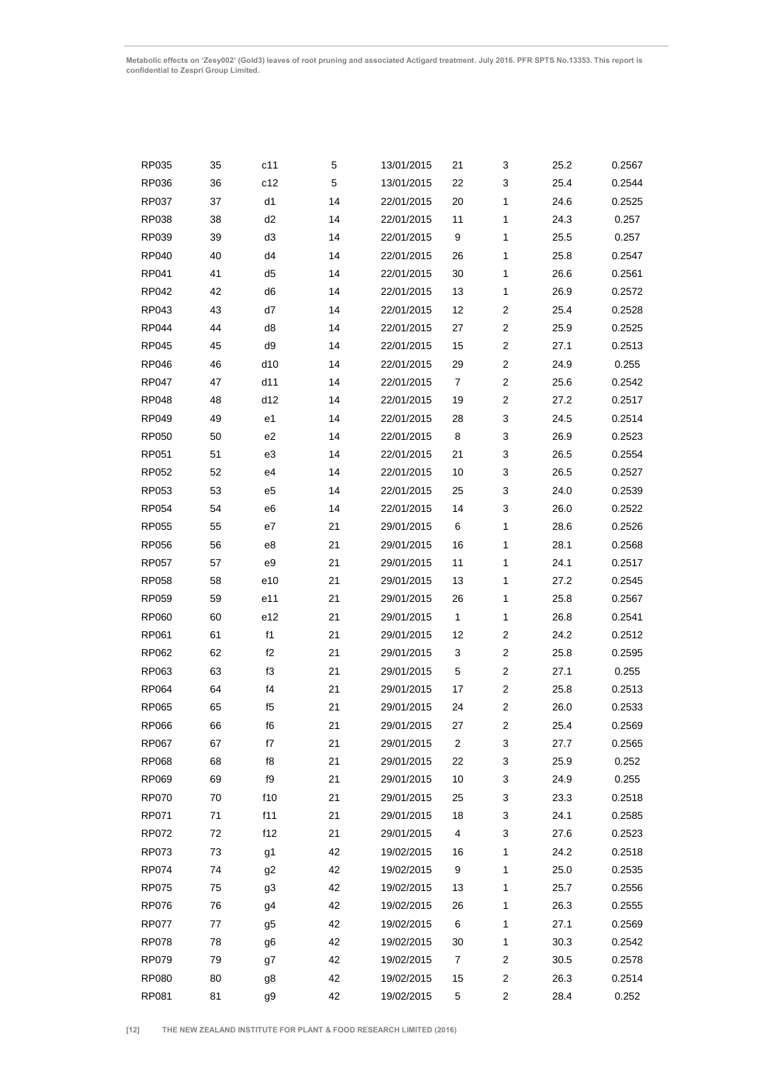| | | | | | | | | |
|---|---|---|---|---|---|---|---|---|
| RP035 | 35 | c11 | 5 | 13/01/2015 | 21 | 3 | 25.2 | 0.2567 |
| RP036 | 36 | c12 | 5 | 13/01/2015 | 22 | 3 | 25.4 | 0.2544 |
| RP037 | 37 | d1 | 14 | 22/01/2015 | 20 | 1 | 24.6 | 0.2525 |
| RP038 | 38 | d2 | 14 | 22/01/2015 | 11 | 1 | 24.3 | 0.257 |
| RP039 | 39 | d3 | 14 | 22/01/2015 | 9 | 1 | 25.5 | 0.257 |
| RP040 | 40 | d4 | 14 | 22/01/2015 | 26 | 1 | 25.8 | 0.2547 |
| RP041 | 41 | d5 | 14 | 22/01/2015 | 30 | 1 | 26.6 | 0.2561 |
| RP042 | 42 | d6 | 14 | 22/01/2015 | 13 | 1 | 26.9 | 0.2572 |
| RP043 | 43 | d7 | 14 | 22/01/2015 | 12 | 2 | 25.4 | 0.2528 |
| RP044 | 44 | d8 | 14 | 22/01/2015 | 27 | 2 | 25.9 | 0.2525 |
| RP045 | 45 | d9 | 14 | 22/01/2015 | 15 | 2 | 27.1 | 0.2513 |
| RP046 | 46 | d10 | 14 | 22/01/2015 | 29 | 2 | 24.9 | 0.255 |
| RP047 | 47 | d11 | 14 | 22/01/2015 | 7 | 2 | 25.6 | 0.2542 |
| RP048 | 48 | d12 | 14 | 22/01/2015 | 19 | 2 | 27.2 | 0.2517 |
| RP049 | 49 | e1 | 14 | 22/01/2015 | 28 | 3 | 24.5 | 0.2514 |
| RP050 | 50 | e2 | 14 | 22/01/2015 | 8 | 3 | 26.9 | 0.2523 |
| RP051 | 51 | e3 | 14 | 22/01/2015 | 21 | 3 | 26.5 | 0.2554 |
| RP052 | 52 | e4 | 14 | 22/01/2015 | 10 | 3 | 26.5 | 0.2527 |
| RP053 | 53 | e5 | 14 | 22/01/2015 | 25 | 3 | 24.0 | 0.2539 |
| RP054 | 54 | e6 | 14 | 22/01/2015 | 14 | 3 | 26.0 | 0.2522 |
| RP055 | 55 | e7 | 21 | 29/01/2015 | 6 | 1 | 28.6 | 0.2526 |
| RP056 | 56 | e8 | 21 | 29/01/2015 | 16 | 1 | 28.1 | 0.2568 |
| RP057 | 57 | e9 | 21 | 29/01/2015 | 11 | 1 | 24.1 | 0.2517 |
| RP058 | 58 | e10 | 21 | 29/01/2015 | 13 | 1 | 27.2 | 0.2545 |
| RP059 | 59 | e11 | 21 | 29/01/2015 | 26 | 1 | 25.8 | 0.2567 |
| RP060 | 60 | e12 | 21 | 29/01/2015 | 1 | 1 | 26.8 | 0.2541 |
| RP061 | 61 | f1 | 21 | 29/01/2015 | 12 | 2 | 24.2 | 0.2512 |
| RP062 | 62 | f2 | 21 | 29/01/2015 | 3 | 2 | 25.8 | 0.2595 |
| RP063 | 63 | f3 | 21 | 29/01/2015 | 5 | 2 | 27.1 | 0.255 |
| RP064 | 64 | f4 | 21 | 29/01/2015 | 17 | 2 | 25.8 | 0.2513 |
| RP065 | 65 | f5 | 21 | 29/01/2015 | 24 | 2 | 26.0 | 0.2533 |
| RP066 | 66 | f6 | 21 | 29/01/2015 | 27 | 2 | 25.4 | 0.2569 |
| RP067 | 67 | f7 | 21 | 29/01/2015 | 2 | 3 | 27.7 | 0.2565 |
| RP068 | 68 | f8 | 21 | 29/01/2015 | 22 | 3 | 25.9 | 0.252 |
| RP069 | 69 | f9 | 21 | 29/01/2015 | 10 | 3 | 24.9 | 0.255 |
| RP070 | 70 | f10 | 21 | 29/01/2015 | 25 | 3 | 23.3 | 0.2518 |
| RP071 | 71 | f11 | 21 | 29/01/2015 | 18 | 3 | 24.1 | 0.2585 |
| RP072 | 72 | f12 | 21 | 29/01/2015 | 4 | 3 | 27.6 | 0.2523 |
| RP073 | 73 | g1 | 42 | 19/02/2015 | 16 | 1 | 24.2 | 0.2518 |
| RP074 | 74 | g2 | 42 | 19/02/2015 | 9 | 1 | 25.0 | 0.2535 |
| RP075 | 75 | g3 | 42 | 19/02/2015 | 13 | 1 | 25.7 | 0.2556 |
| RP076 | 76 | g4 | 42 | 19/02/2015 | 26 | 1 | 26.3 | 0.2555 |
| RP077 | 77 | g5 | 42 | 19/02/2015 | 6 | 1 | 27.1 | 0.2569 |
| RP078 | 78 | g6 | 42 | 19/02/2015 | 30 | 1 | 30.3 | 0.2542 |
| RP079 | 79 | g7 | 42 | 19/02/2015 | 7 | 2 | 30.5 | 0.2578 |
| RP080 | 80 | g8 | 42 | 19/02/2015 | 15 | 2 | 26.3 | 0.2514 |
| RP081 | 81 | g9 | 42 | 19/02/2015 | 5 | 2 | 28.4 | 0.252 |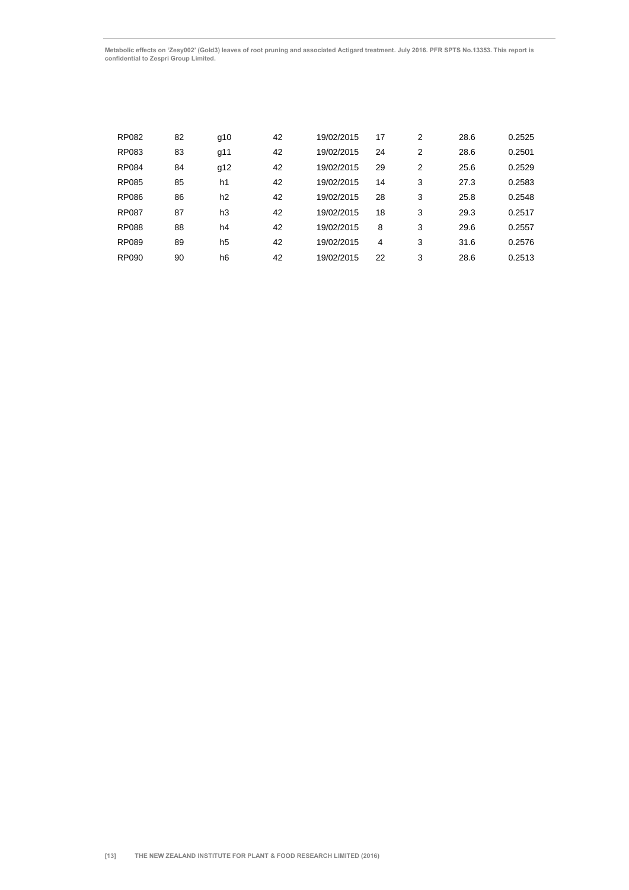| | | | | | | | | |
|---|---|---|---|---|---|---|---|---|
| RP082 | 82 | g10 | 42 | 19/02/2015 | 17 | 2 | 28.6 | 0.2525 |
| RP083 | 83 | g11 | 42 | 19/02/2015 | 24 | 2 | 28.6 | 0.2501 |
| RP084 | 84 | g12 | 42 | 19/02/2015 | 29 | 2 | 25.6 | 0.2529 |
| RP085 | 85 | h1 | 42 | 19/02/2015 | 14 | 3 | 27.3 | 0.2583 |
| RP086 | 86 | h2 | 42 | 19/02/2015 | 28 | 3 | 25.8 | 0.2548 |
| RP087 | 87 | h3 | 42 | 19/02/2015 | 18 | 3 | 29.3 | 0.2517 |
| RP088 | 88 | h4 | 42 | 19/02/2015 | 8 | 3 | 29.6 | 0.2557 |
| RP089 | 89 | h5 | 42 | 19/02/2015 | 4 | 3 | 31.6 | 0.2576 |
| RP090 | 90 | h6 | 42 | 19/02/2015 | 22 | 3 | 28.6 | 0.2513 |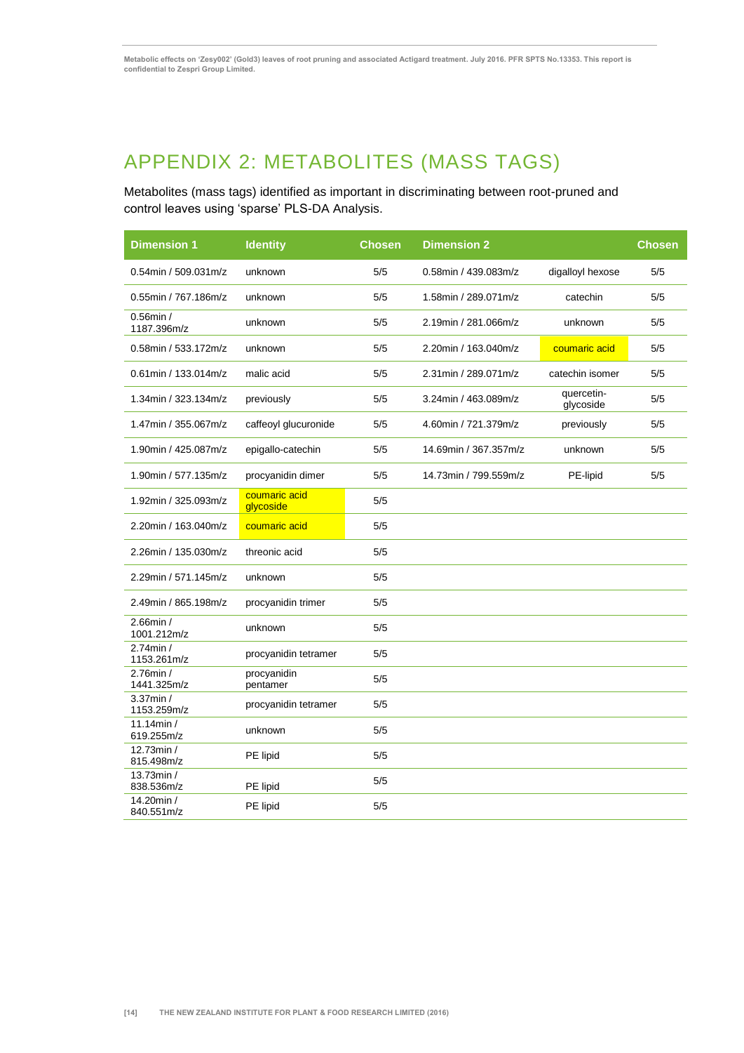# APPENDIX 2: METABOLITES (MASS TAGS)

Metabolites (mass tags) identified as important in discriminating between root-pruned and control leaves using 'sparse' PLS-DA Analysis.

| Dimension 1 | Identity | Chosen | Dimension 2 | | Chosen |
|---|---|---|---|---|---|
| 0.54min / 509.031m/z | unknown | 5/5 | 0.58min / 439.083m/z | digalloyl hexose | 5/5 |
| 0.55min / 767.186m/z | unknown | 5/5 | 1.58min / 289.071m/z | catechin | 5/5 |
| 0.56min / 1187.396m/z | unknown | 5/5 | 2.19min / 281.066m/z | unknown | 5/5 |
| 0.58min / 533.172m/z | unknown | 5/5 | 2.20min / 163.040m/z | coumaric acid | 5/5 |
| 0.61min / 133.014m/z | malic acid | 5/5 | 2.31min / 289.071m/z | catechin isomer | 5/5 |
| 1.34min / 323.134m/z | previously | 5/5 | 3.24min / 463.089m/z | quercetin-glycoside | 5/5 |
| 1.47min / 355.067m/z | caffeoyl glucuronide | 5/5 | 4.60min / 721.379m/z | previously | 5/5 |
| 1.90min / 425.087m/z | epigallo-catechin | 5/5 | 14.69min / 367.357m/z | unknown | 5/5 |
| 1.90min / 577.135m/z | procyanidin dimer | 5/5 | 14.73min / 799.559m/z | PE-lipid | 5/5 |
| 1.92min / 325.093m/z | coumaric acid glycoside | 5/5 | | | |
| 2.20min / 163.040m/z | coumaric acid | 5/5 | | | |
| 2.26min / 135.030m/z | threonic acid | 5/5 | | | |
| 2.29min / 571.145m/z | unknown | 5/5 | | | |
| 2.49min / 865.198m/z | procyanidin trimer | 5/5 | | | |
| 2.66min / 1001.212m/z | unknown | 5/5 | | | |
| 2.74min / 1153.261m/z | procyanidin tetramer | 5/5 | | | |
| 2.76min / 1441.325m/z | procyanidin pentamer | 5/5 | | | |
| 3.37min / 1153.259m/z | procyanidin tetramer | 5/5 | | | |
| 11.14min / 619.255m/z | unknown | 5/5 | | | |
| 12.73min / 815.498m/z | PE lipid | 5/5 | | | |
| 13.73min / 838.536m/z | PE lipid | 5/5 | | | |
| 14.20min / 840.551m/z | PE lipid | 5/5 | | | |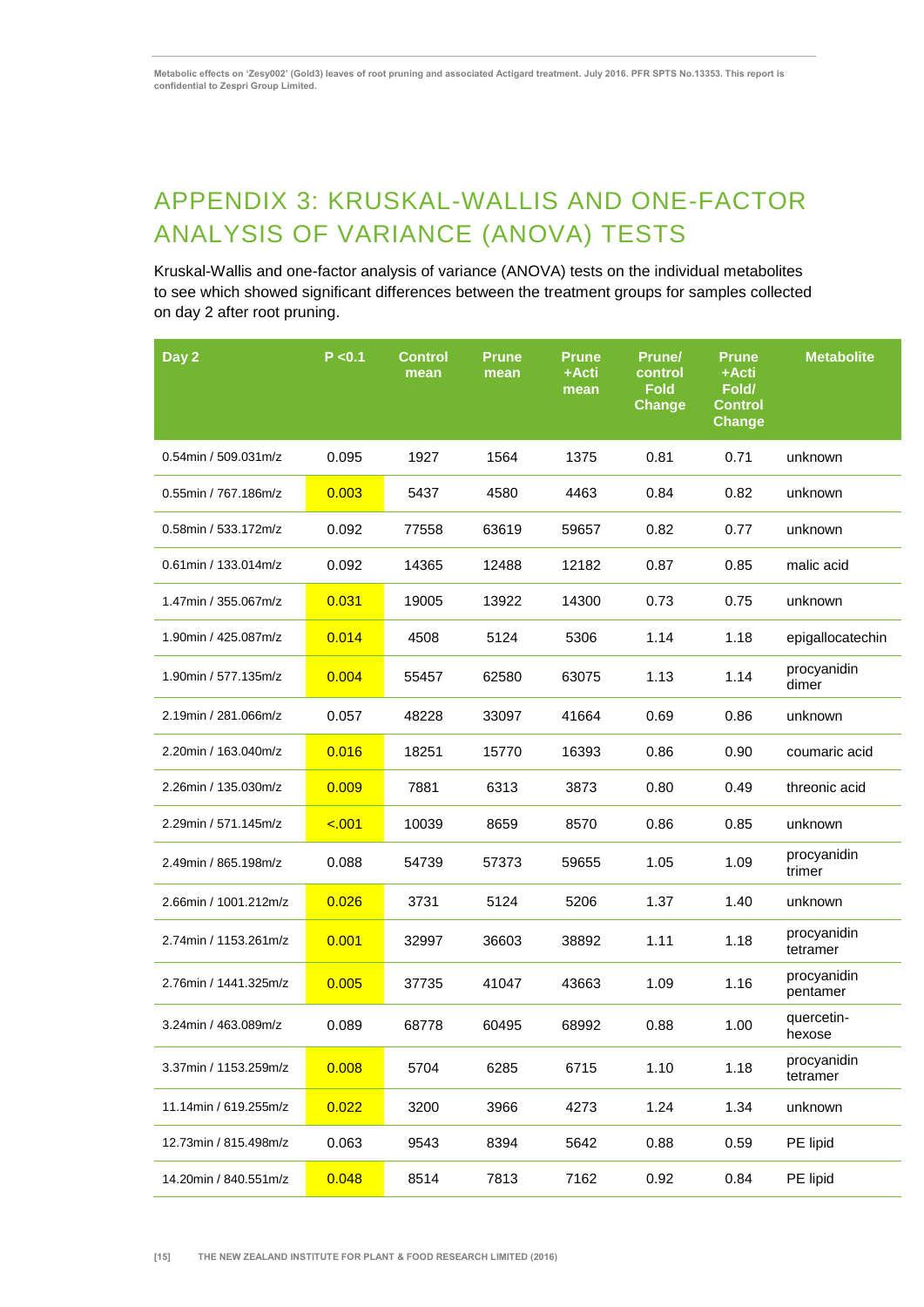# APPENDIX 3: KRUSKAL-WALLIS AND ONE-FACTOR ANALYSIS OF VARIANCE (ANOVA) TESTS

Kruskal-Wallis and one-factor analysis of variance (ANOVA) tests on the individual metabolites to see which showed significant differences between the treatment groups for samples collected on day 2 after root pruning.

| Day 2 | P <0.1 | Control mean | Prune mean | Prune +Acti mean | Prune/ control Fold Change | Prune +Acti Fold/ Control Change | Metabolite |
|---|---|---|---|---|---|---|---|
| 0.54min / 509.031m/z | 0.095 | 1927 | 1564 | 1375 | 0.81 | 0.71 | unknown |
| 0.55min / 767.186m/z | 0.003 | 5437 | 4580 | 4463 | 0.84 | 0.82 | unknown |
| 0.58min / 533.172m/z | 0.092 | 77558 | 63619 | 59657 | 0.82 | 0.77 | unknown |
| 0.61min / 133.014m/z | 0.092 | 14365 | 12488 | 12182 | 0.87 | 0.85 | malic acid |
| 1.47min / 355.067m/z | 0.031 | 19005 | 13922 | 14300 | 0.73 | 0.75 | unknown |
| 1.90min / 425.087m/z | 0.014 | 4508 | 5124 | 5306 | 1.14 | 1.18 | epigallocatechin |
| 1.90min / 577.135m/z | 0.004 | 55457 | 62580 | 63075 | 1.13 | 1.14 | procyanidin dimer |
| 2.19min / 281.066m/z | 0.057 | 48228 | 33097 | 41664 | 0.69 | 0.86 | unknown |
| 2.20min / 163.040m/z | 0.016 | 18251 | 15770 | 16393 | 0.86 | 0.90 | coumaric acid |
| 2.26min / 135.030m/z | 0.009 | 7881 | 6313 | 3873 | 0.80 | 0.49 | threonic acid |
| 2.29min / 571.145m/z | <.001 | 10039 | 8659 | 8570 | 0.86 | 0.85 | unknown |
| 2.49min / 865.198m/z | 0.088 | 54739 | 57373 | 59655 | 1.05 | 1.09 | procyanidin trimer |
| 2.66min / 1001.212m/z | 0.026 | 3731 | 5124 | 5206 | 1.37 | 1.40 | unknown |
| 2.74min / 1153.261m/z | 0.001 | 32997 | 36603 | 38892 | 1.11 | 1.18 | procyanidin tetramer |
| 2.76min / 1441.325m/z | 0.005 | 37735 | 41047 | 43663 | 1.09 | 1.16 | procyanidin pentamer |
| 3.24min / 463.089m/z | 0.089 | 68778 | 60495 | 68992 | 0.88 | 1.00 | quercetin-hexose |
| 3.37min / 1153.259m/z | 0.008 | 5704 | 6285 | 6715 | 1.10 | 1.18 | procyanidin tetramer |
| 11.14min / 619.255m/z | 0.022 | 3200 | 3966 | 4273 | 1.24 | 1.34 | unknown |
| 12.73min / 815.498m/z | 0.063 | 9543 | 8394 | 5642 | 0.88 | 0.59 | PE lipid |
| 14.20min / 840.551m/z | 0.048 | 8514 | 7813 | 7162 | 0.92 | 0.84 | PE lipid |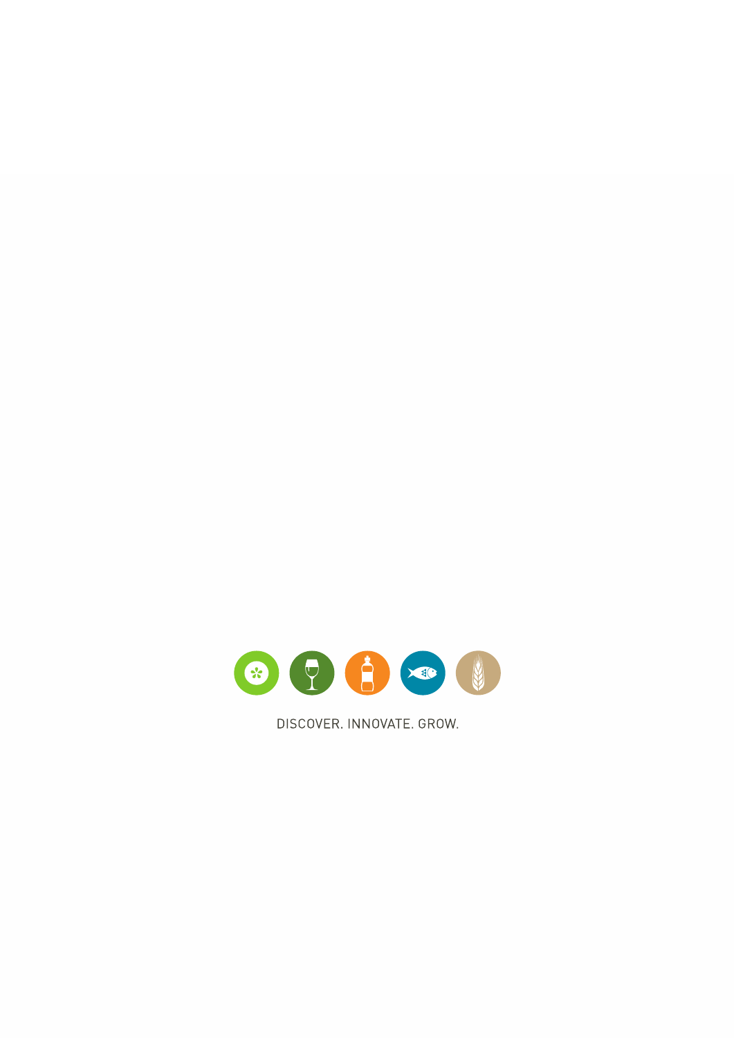DISCOVER. INNOVATE. GROW.